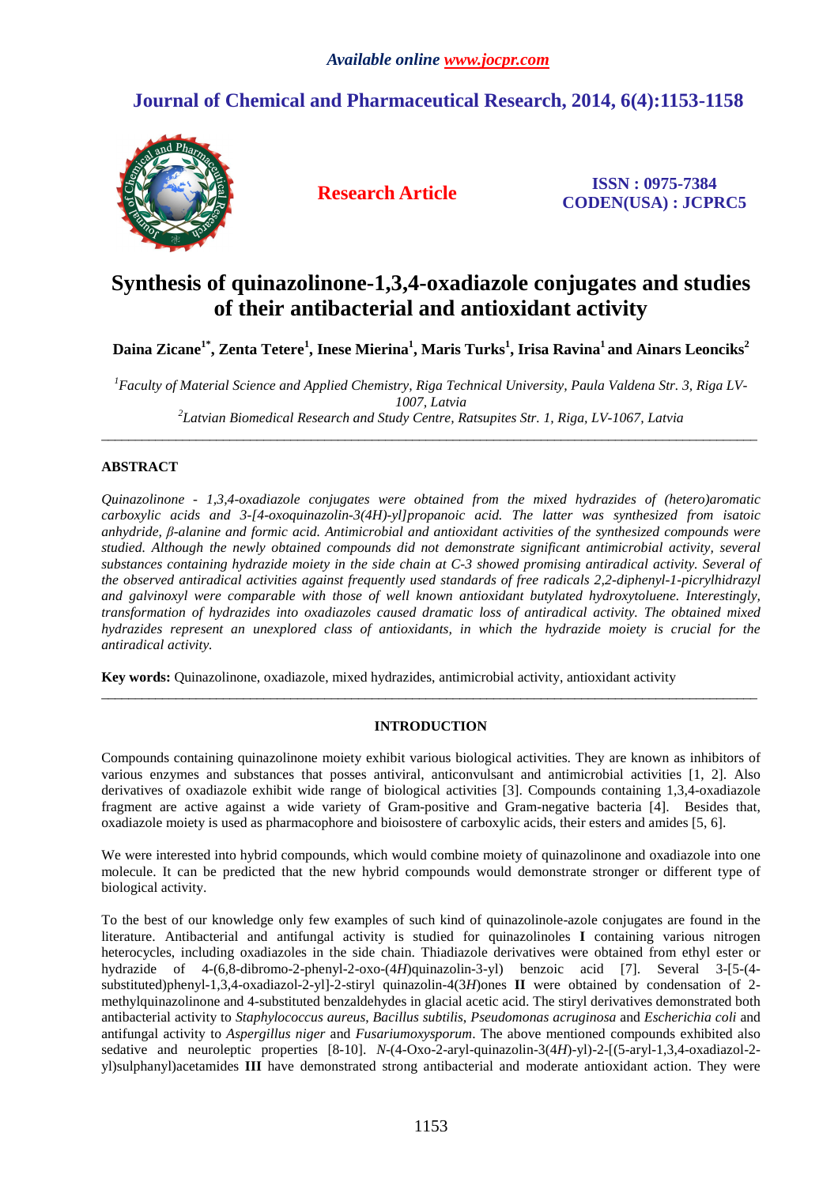*Available online www.jocpr.com*

# Journal of Chemical and Pharmaceutical Research, 2014, 6(4):1153-1158

**Research Article**

**ISSN : 0975-7384**
**CODEN(USA) : JCPRC5**

# Synthesis of quinazolinone-1,3,4-oxadiazole conjugates and studies of their antibacterial and antioxidant activity

**Daina Zicane[1*], Zenta Tetere[1], Inese Mierina[1], Maris Turks[1], Irisa Ravina[1] and Ainars Leonciks[2]**

*[1]Faculty of Material Science and Applied Chemistry, Riga Technical University, Paula Valdena Str. 3, Riga LV-1007, Latvia*
*[2]Latvian Biomedical Research and Study Centre, Ratsupites Str. 1, Riga, LV-1067, Latvia*

---

## ABSTRACT

*Quinazolinone - 1,3,4-oxadiazole conjugates were obtained from the mixed hydrazides of (hetero)aromatic carboxylic acids and 3-[4-oxoquinazolin-3(4H)-yl]propanoic acid. The latter was synthesized from isatoic anhydride, β-alanine and formic acid. Antimicrobial and antioxidant activities of the synthesized compounds were studied. Although the newly obtained compounds did not demonstrate significant antimicrobial activity, several substances containing hydrazide moiety in the side chain at C-3 showed promising antiradical activity. Several of the observed antiradical activities against frequently used standards of free radicals 2,2-diphenyl-1-picrylhidrazyl and galvinoxyl were comparable with those of well known antioxidant butylated hydroxytoluene. Interestingly, transformation of hydrazides into oxadiazoles caused dramatic loss of antiradical activity. The obtained mixed hydrazides represent an unexplored class of antioxidants, in which the hydrazide moiety is crucial for the antiradical activity.*

**Key words:** Quinazolinone, oxadiazole, mixed hydrazides, antimicrobial activity, antioxidant activity

---

## INTRODUCTION

Compounds containing quinazolinone moiety exhibit various biological activities. They are known as inhibitors of various enzymes and substances that posses antiviral, anticonvulsant and antimicrobial activities [1, 2]. Also derivatives of oxadiazole exhibit wide range of biological activities [3]. Compounds containing 1,3,4-oxadiazole fragment are active against a wide variety of Gram-positive and Gram-negative bacteria [4]. Besides that, oxadiazole moiety is used as pharmacophore and bioisostere of carboxylic acids, their esters and amides [5, 6].

We were interested into hybrid compounds, which would combine moiety of quinazolinone and oxadiazole into one molecule. It can be predicted that the new hybrid compounds would demonstrate stronger or different type of biological activity.

To the best of our knowledge only few examples of such kind of quinazolinole-azole conjugates are found in the literature. Antibacterial and antifungal activity is studied for quinazolinoles **I** containing various nitrogen heterocycles, including oxadiazoles in the side chain. Thiadiazole derivatives were obtained from ethyl ester or hydrazide of 4-(6,8-dibromo-2-phenyl-2-oxo-(4*H*)quinazolin-3-yl) benzoic acid [7]. Several 3-[5-(4-substituted)phenyl-1,3,4-oxadiazol-2-yl]-2-stiryl quinazolin-4(3*H*)ones **II** were obtained by condensation of 2-methylquinazolinone and 4-substituted benzaldehydes in glacial acetic acid. The stiryl derivatives demonstrated both antibacterial activity to *Staphylococcus aureus*, *Bacillus subtilis*, *Pseudomonas acruginosa* and *Escherichia coli* and antifungal activity to *Aspergillus niger* and *Fusariumoxysporum*. The above mentioned compounds exhibited also sedative and neuroleptic properties [8-10]. *N*-(4-Oxo-2-aryl-quinazolin-3(4*H*)-yl)-2-[(5-aryl-1,3,4-oxadiazol-2-yl)sulphanyl]acetamides **III** have demonstrated strong antibacterial and moderate antioxidant action. They were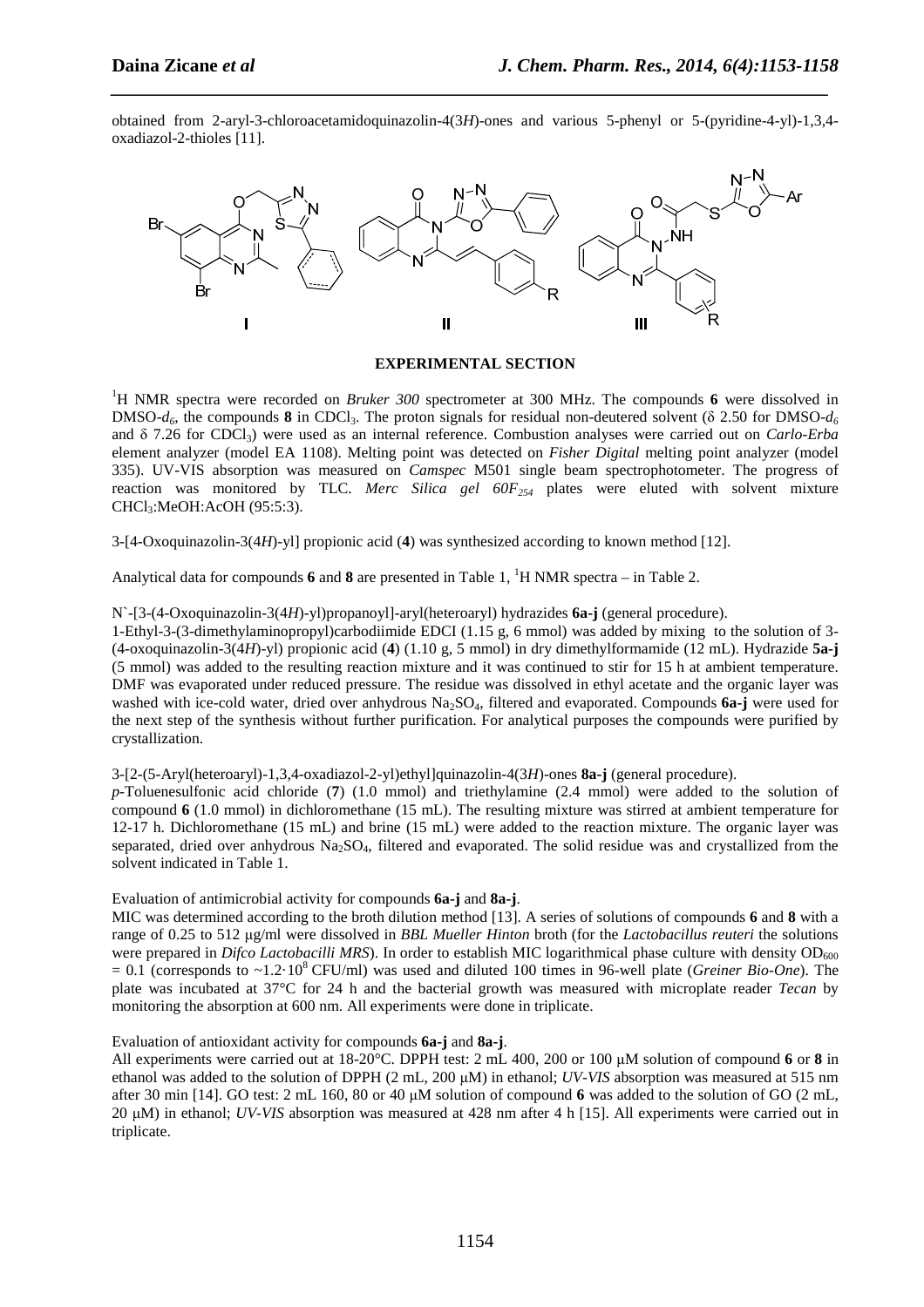obtained from 2-aryl-3-chloroacetamidoquinazolin-4(3*H*)-ones and various 5-phenyl or 5-(pyridine-4-yl)-1,3,4-oxadiazol-2-thioles [11].

**I** **II** **III**

## EXPERIMENTAL SECTION

$^{1}$H NMR spectra were recorded on *Bruker 300* spectrometer at 300 MHz. The compounds **6** were dissolved in DMSO-$d_6$, the compounds **8** in $CDCl_3$. The proton signals for residual non-deutered solvent (δ 2.50 for DMSO-$d_6$ and δ 7.26 for $CDCl_3$) were used as an internal reference. Combustion analyses were carried out on *Carlo-Erba* element analyzer (model EA 1108). Melting point was detected on *Fisher Digital* melting point analyzer (model 335). UV-VIS absorption was measured on *Camspec* M501 single beam spectrophotometer. The progress of reaction was monitored by TLC. *Merc Silica gel 60F$_{254}$* plates were eluted with solvent mixture $CHCl_3$:MeOH:AcOH (95:5:3).

3-[4-Oxoquinazolin-3(4*H*)-yl] propionic acid (**4**) was synthesized according to known method [12].

Analytical data for compounds **6** and **8** are presented in Table 1, $^{1}$H NMR spectra – in Table 2.

N`-[3-(4-Oxoquinazolin-3(4*H*)-yl)propanoyl]-aryl(heteroaryl) hydrazides **6a-j** (general procedure).
1-Ethyl-3-(3-dimethylaminopropyl)carbodiimide EDCI (1.15 g, 6 mmol) was added by mixing to the solution of 3-(4-oxoquinazolin-3(4*H*)-yl) propionic acid (**4**) (1.10 g, 5 mmol) in dry dimethylformamide (12 mL). Hydrazide **5a-j** (5 mmol) was added to the resulting reaction mixture and it was continued to stir for 15 h at ambient temperature. DMF was evaporated under reduced pressure. The residue was dissolved in ethyl acetate and the organic layer was washed with ice-cold water, dried over anhydrous $Na_2SO_4$, filtered and evaporated. Compounds **6a-j** were used for the next step of the synthesis without further purification. For analytical purposes the compounds were purified by crystallization.

3-[2-(5-Aryl(heteroaryl)-1,3,4-oxadiazol-2-yl)ethyl]quinazolin-4(3*H*)-ones **8a-j** (general procedure).
*p*-Toluenesulfonic acid chloride (**7**) (1.0 mmol) and triethylamine (2.4 mmol) were added to the solution of compound **6** (1.0 mmol) in dichloromethane (15 mL). The resulting mixture was stirred at ambient temperature for 12-17 h. Dichloromethane (15 mL) and brine (15 mL) were added to the reaction mixture. The organic layer was separated, dried over anhydrous $Na_2SO_4$, filtered and evaporated. The solid residue was and crystallized from the solvent indicated in Table 1.

Evaluation of antimicrobial activity for compounds **6a-j** and **8a-j**.
MIC was determined according to the broth dilution method [13]. A series of solutions of compounds **6** and **8** with a range of 0.25 to 512 μg/ml were dissolved in *BBL Mueller Hinton* broth (for the *Lactobacillus reuteri* the solutions were prepared in *Difco Lactobacilli MRS*). In order to establish MIC logarithmical phase culture with density $OD_{600} = 0.1$ (corresponds to $\sim 1.2 \cdot 10^{8}$ CFU/ml) was used and diluted 100 times in 96-well plate (*Greiner Bio-One*). The plate was incubated at 37°C for 24 h and the bacterial growth was measured with microplate reader *Tecan* by monitoring the absorption at 600 nm. All experiments were done in triplicate.

Evaluation of antioxidant activity for compounds **6a-j** and **8a-j**.
All experiments were carried out at 18-20°C. DPPH test: 2 mL 400, 200 or 100 μM solution of compound **6** or **8** in ethanol was added to the solution of DPPH (2 mL, 200 μM) in ethanol; *UV-VIS* absorption was measured at 515 nm after 30 min [14]. GO test: 2 mL 160, 80 or 40 μM solution of compound **6** was added to the solution of GO (2 mL, 20 μM) in ethanol; *UV-VIS* absorption was measured at 428 nm after 4 h [15]. All experiments were carried out in triplicate.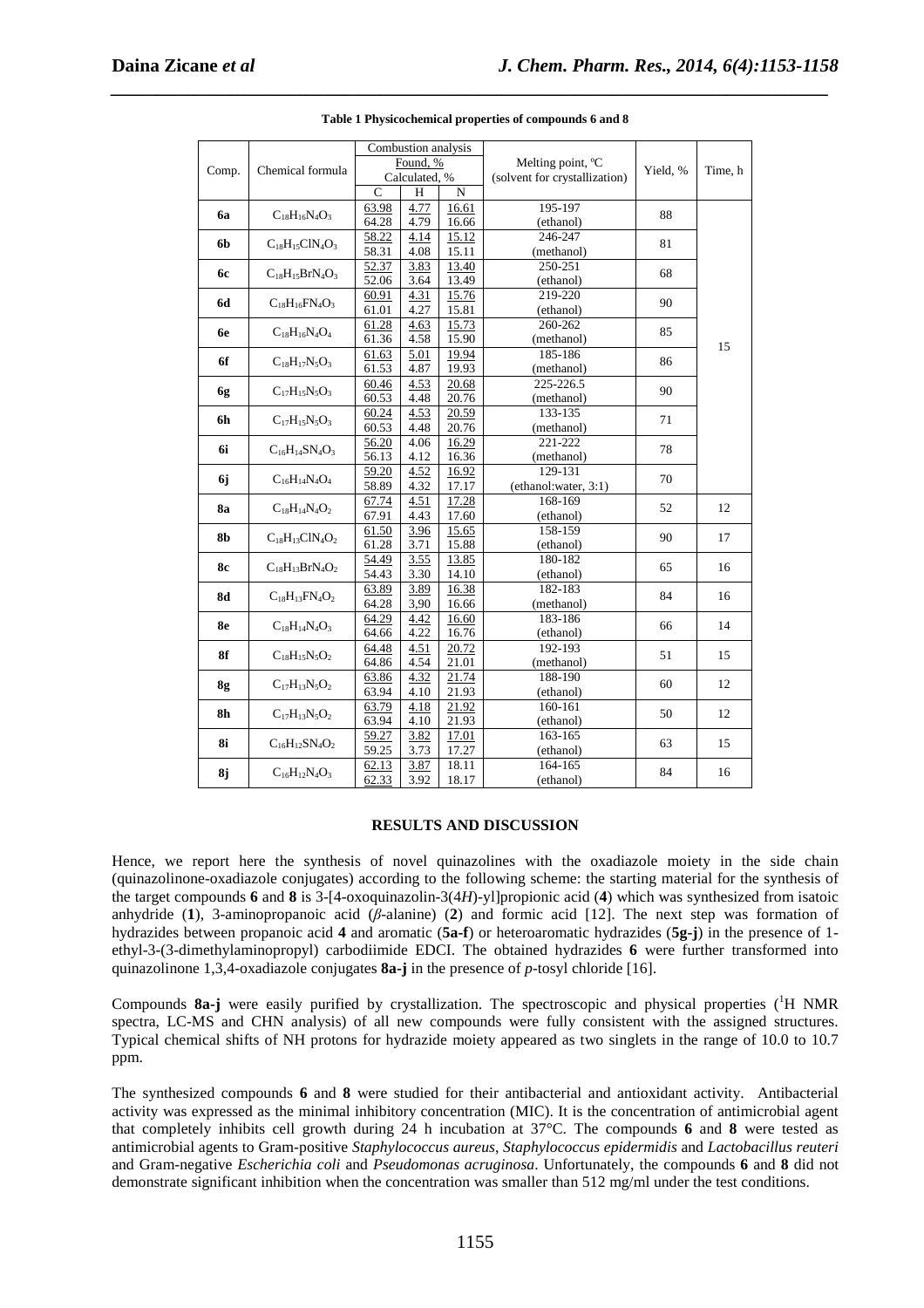**Table 1 Physicochemical properties of compounds 6 and 8**

| Comp. | Chemical formula | Combustion analysis Found, % Calculated, % | | | Melting point, ºC (solvent for crystallization) | Yield, % | Time, h |
|---|---|---|---|---|---|---|---|
| | | C | H | N | | | |
| **6a** | $C_{18}H_{16}N_4O_3$ | 63.98 64.28 | 4.77 4.79 | 16.61 16.66 | 195-197 (ethanol) | 88 | 15 |
| **6b** | $C_{18}H_{15}ClN_4O_3$ | 58.22 58.31 | 4.14 4.08 | 15.12 15.11 | 246-247 (methanol) | 81 | |
| **6c** | $C_{18}H_{15}BrN_4O_3$ | 52.37 52.06 | 3.83 3.64 | 13.40 13.49 | 250-251 (ethanol) | 68 | |
| **6d** | $C_{18}H_{16}FN_4O_3$ | 60.91 61.01 | 4.31 4.27 | 15.76 15.81 | 219-220 (ethanol) | 90 | |
| **6e** | $C_{18}H_{16}N_4O_4$ | 61.28 61.36 | 4.63 4.58 | 15.73 15.90 | 260-262 (methanol) | 85 | |
| **6f** | $C_{18}H_{17}N_5O_3$ | 61.63 61.53 | 5.01 4.87 | 19.94 19.93 | 185-186 (methanol) | 86 | |
| **6g** | $C_{17}H_{15}N_5O_3$ | 60.46 60.53 | 4.53 4.48 | 20.68 20.76 | 225-226.5 (methanol) | 90 | |
| **6h** | $C_{17}H_{15}N_5O_3$ | 60.24 60.53 | 4.53 4.48 | 20.59 20.76 | 133-135 (methanol) | 71 | |
| **6i** | $C_{16}H_{14}SN_4O_3$ | 56.20 56.13 | 4.06 4.12 | 16.29 16.36 | 221-222 (methanol) | 78 | |
| **6j** | $C_{16}H_{14}N_4O_4$ | 59.20 58.89 | 4.52 4.32 | 16.92 17.17 | 129-131 (ethanol:water, 3:1) | 70 | |
| **8a** | $C_{18}H_{14}N_4O_2$ | 67.74 67.91 | 4.51 4.43 | 17.28 17.60 | 168-169 (ethanol) | 52 | 12 |
| **8b** | $C_{18}H_{13}ClN_4O_2$ | 61.50 61.28 | 3.96 3.71 | 15.65 15.88 | 158-159 (ethanol) | 90 | 17 |
| **8c** | $C_{18}H_{13}BrN_4O_2$ | 54.49 54.43 | 3.55 3.30 | 13.85 14.10 | 180-182 (ethanol) | 65 | 16 |
| **8d** | $C_{18}H_{13}FN_4O_2$ | 63.89 64.28 | 3.89 3,90 | 16.38 16.66 | 182-183 (methanol) | 84 | 16 |
| **8e** | $C_{18}H_{14}N_4O_3$ | 64.29 64.66 | 4.42 4.22 | 16.60 16.76 | 183-186 (ethanol) | 66 | 14 |
| **8f** | $C_{18}H_{15}N_5O_2$ | 64.48 64.86 | 4.51 4.54 | 20.72 21.01 | 192-193 (methanol) | 51 | 15 |
| **8g** | $C_{17}H_{13}N_5O_2$ | 63.86 63.94 | 4.32 4.10 | 21.74 21.93 | 188-190 (ethanol) | 60 | 12 |
| **8h** | $C_{17}H_{13}N_5O_2$ | 63.79 63.94 | 4.18 4.10 | 21.92 21.93 | 160-161 (ethanol) | 50 | 12 |
| **8i** | $C_{16}H_{12}SN_4O_2$ | 59.27 59.25 | 3.82 3.73 | 17.01 17.27 | 163-165 (ethanol) | 63 | 15 |
| **8j** | $C_{16}H_{12}N_4O_3$ | 62.13 62.33 | 3.87 3.92 | 18.11 18.17 | 164-165 (ethanol) | 84 | 16 |

## RESULTS AND DISCUSSION

Hence, we report here the synthesis of novel quinazolines with the oxadiazole moiety in the side chain (quinazolinone-oxadiazole conjugates) according to the following scheme: the starting material for the synthesis of the target compounds **6** and **8** is 3-[4-oxoquinazolin-3(4*H*)-yl]propionic acid (**4**) which was synthesized from isatoic anhydride (**1**), 3-aminopropanoic acid (*β*-alanine) (**2**) and formic acid [12]. The next step was formation of hydrazides between propanoic acid **4** and aromatic (**5a-f**) or heteroaromatic hydrazides (**5g-j**) in the presence of 1-ethyl-3-(3-dimethylaminopropyl) carbodiimide EDCI. The obtained hydrazides **6** were further transformed into quinazolinone 1,3,4-oxadiazole conjugates **8a-j** in the presence of *p*-tosyl chloride [16].

Compounds **8a-j** were easily purified by crystallization. The spectroscopic and physical properties ($^1$H NMR spectra, LC-MS and CHN analysis) of all new compounds were fully consistent with the assigned structures. Typical chemical shifts of NH protons for hydrazide moiety appeared as two singlets in the range of 10.0 to 10.7 ppm.

The synthesized compounds **6** and **8** were studied for their antibacterial and antioxidant activity. Antibacterial activity was expressed as the minimal inhibitory concentration (MIC). It is the concentration of antimicrobial agent that completely inhibits cell growth during 24 h incubation at 37°C. The compounds **6** and **8** were tested as antimicrobial agents to Gram-positive *Staphylococcus aureus*, *Staphylococcus epidermidis* and *Lactobacillus reuteri* and Gram-negative *Escherichia coli* and *Pseudomonas acruginosa*. Unfortunately, the compounds **6** and **8** did not demonstrate significant inhibition when the concentration was smaller than 512 mg/ml under the test conditions.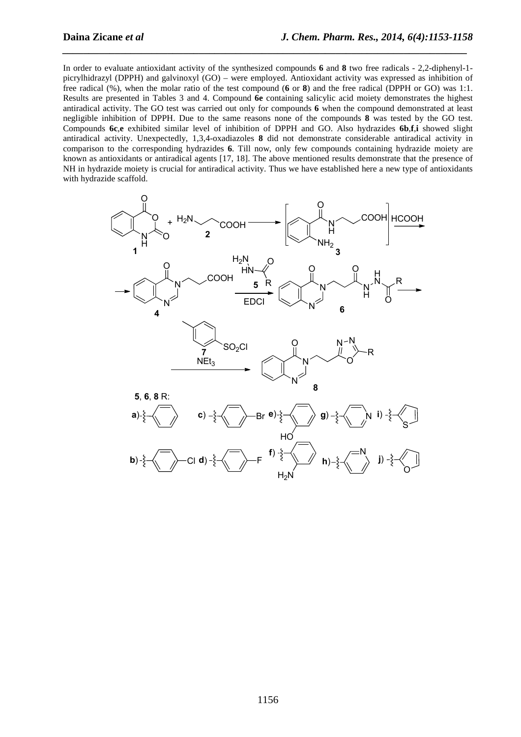In order to evaluate antioxidant activity of the synthesized compounds **6** and **8** two free radicals - 2,2-diphenyl-1-picrylhidrazyl (DPPH) and galvinoxyl (GO) – were employed. Antioxidant activity was expressed as inhibition of free radical (%), when the molar ratio of the test compound (**6** or **8**) and the free radical (DPPH or GO) was 1:1. Results are presented in Tables 3 and 4. Compound **6e** containing salicylic acid moiety demonstrates the highest antiradical activity. The GO test was carried out only for compounds **6** when the compound demonstrated at least negligible inhibition of DPPH. Due to the same reasons none of the compounds **8** was tested by the GO test. Compounds **6c**,**e** exhibited similar level of inhibition of DPPH and GO. Also hydrazides **6b**,**f**,**i** showed slight antiradical activity. Unexpectedly, 1,3,4-oxadiazoles **8** did not demonstrate considerable antiradical activity in comparison to the corresponding hydrazides **6**. Till now, only few compounds containing hydrazide moiety are known as antioxidants or antiradical agents [17, 18]. The above mentioned results demonstrate that the presence of NH in hydrazide moiety is crucial for antiradical activity. Thus we have established here a new type of antioxidants with hydrazide scaffold.

**1** + $H_2N$–$CH_2CH_2$–COOH (**2**) → [**3**] $\xrightarrow{HCOOH}$ **4** $\xrightarrow{\text{5, EDCI}}$ **6** $\xrightarrow{\text{7 (TsCl), } NEt_3}$ **8**

**5**, **6**, **8** R: **a**) phenyl; **b**) 4-chlorophenyl; **c**) 4-bromophenyl; **d**) 4-fluorophenyl; **e**) 2-hydroxyphenyl; **f**) 2-aminophenyl; **g**) 4-pyridyl; **h**) 3-pyridyl; **i**) 2-thienyl; **j**) 2-furyl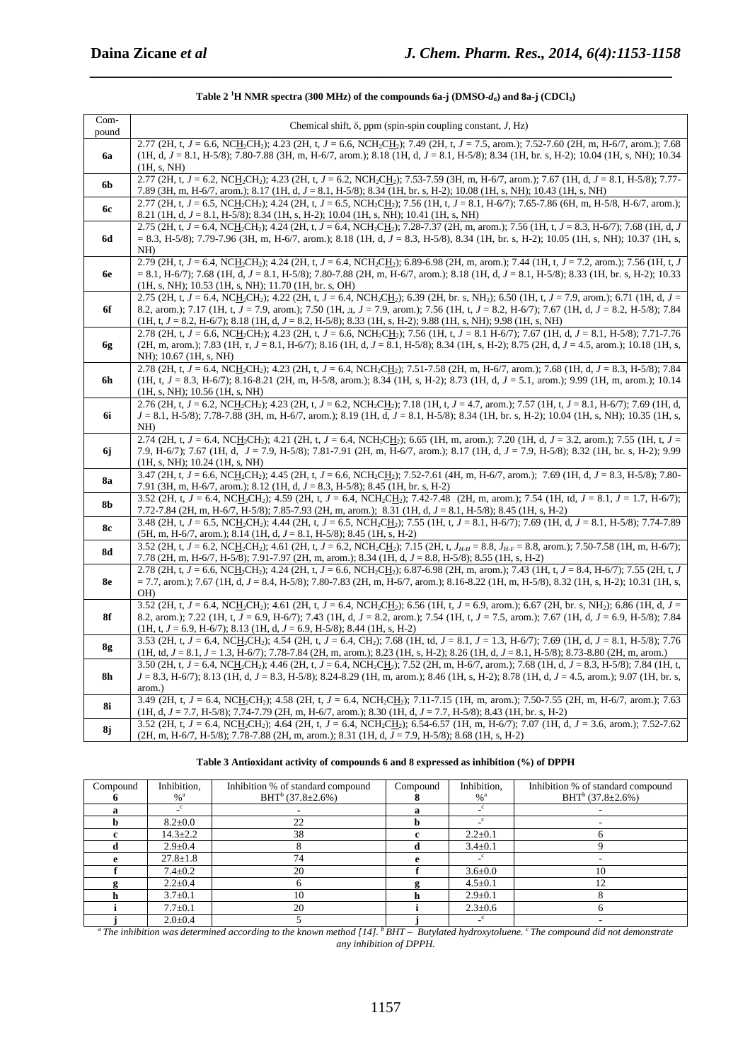**Table 2 $^1$H NMR spectra (300 MHz) of the compounds 6a-j (DMSO-$d_6$) and 8a-j ($CDCl_3$)**

| Compound | Chemical shift, δ, ppm (spin-spin coupling constant, $J$, Hz) |
|---|---|
| **6a** | 2.77 (2H, t, $J$ = 6.6, $NC\underline{H}_2CH_2$); 4.23 (2H, t, $J$ = 6.6, $NCH_2C\underline{H}_2$); 7.49 (2H, t, $J$ = 7.5, arom.); 7.52-7.60 (2H, m, H-6/7, arom.); 7.68 (1H, d, $J$ = 8.1, H-5/8); 7.80-7.88 (3H, m, H-6/7, arom.); 8.18 (1H, d, $J$ = 8.1, H-5/8); 8.34 (1H, br. s, H-2); 10.04 (1H, s, NH); 10.34 (1H, s, NH) |
| **6b** | 2.77 (2H, t, $J$ = 6.2, $NC\underline{H}_2CH_2$); 4.23 (2H, t, $J$ = 6.2, $NCH_2C\underline{H}_2$); 7.53-7.59 (3H, m, H-6/7, arom.); 7.67 (1H, d, $J$ = 8.1, H-5/8); 7.77-7.89 (3H, m, H-6/7, arom.); 8.17 (1H, d, $J$ = 8.1, H-5/8); 8.34 (1H, br. s, H-2); 10.08 (1H, s, NH); 10.43 (1H, s, NH) |
| **6c** | 2.77 (2H, t, $J$ = 6.5, $NC\underline{H}_2CH_2$); 4.24 (2H, t, $J$ = 6.5, $NCH_2C\underline{H}_2$); 7.56 (1H, t, $J$ = 8.1, H-6/7); 7.65-7.86 (6H, m, H-5/8, H-6/7, arom.); 8.21 (1H, d, $J$ = 8.1, H-5/8); 8.34 (1H, s, H-2); 10.04 (1H, s, NH); 10.41 (1H, s, NH) |
| **6d** | 2.75 (2H, t, $J$ = 6.4, $NC\underline{H}_2CH_2$); 4.24 (2H, t, $J$ = 6.4, $NCH_2C\underline{H}_2$); 7.28-7.37 (2H, m, arom.); 7.56 (1H, t, $J$ = 8.3, H-6/7); 7.68 (1H, d, $J$ = 8.3, H-5/8); 7.79-7.96 (3H, m, H-6/7, arom.); 8.18 (1H, d, $J$ = 8.3, H-5/8); 8.34 (1H, br. s, H-2); 10.05 (1H, s, NH); 10.37 (1H, s, NH) |
| **6e** | 2.79 (2H, t, $J$ = 6.4, $NC\underline{H}_2CH_2$); 4.24 (2H, t, $J$ = 6.4, $NCH_2C\underline{H}_2$); 6.89-6.98 (2H, m, arom.); 7.44 (1H, t, $J$ = 7.2, arom.); 7.56 (1H, t, $J$ = 8.1, H-6/7); 7.68 (1H, d, $J$ = 8.1, H-5/8); 7.80-7.88 (2H, m, H-6/7, arom.); 8.18 (1H, d, $J$ = 8.1, H-5/8); 8.33 (1H, br. s, H-2); 10.33 (1H, s, NH); 10.53 (1H, s, NH); 11.70 (1H, br. s, OH) |
| **6f** | 2.75 (2H, t, $J$ = 6.4, $NC\underline{H}_2CH_2$); 4.22 (2H, t, $J$ = 6.4, $NCH_2C\underline{H}_2$); 6.39 (2H, br. s, $NH_2$); 6.50 (1H, t, $J$ = 7.9, arom.); 6.71 (1H, d, $J$ = 8.2, arom.); 7.17 (1H, t, $J$ = 7.9, arom.); 7.50 (1H, д, $J$ = 7.9, arom.); 7.56 (1H, t, $J$ = 8.2, H-6/7); 7.67 (1H, d, $J$ = 8.2, H-5/8); 7.84 (1H, t, $J$ = 8.2, H-6/7); 8.18 (1H, d, $J$ = 8.2, H-5/8); 8.33 (1H, s, H-2); 9.88 (1H, s, NH); 9.98 (1H, s, NH) |
| **6g** | 2.78 (2H, t, $J$ = 6.6, $NC\underline{H}_2CH_2$); 4.23 (2H, t, $J$ = 6.6, $NCH_2C\underline{H}_2$); 7.56 (1H, t, $J$ = 8.1 H-6/7); 7.67 (1H, d, $J$ = 8.1, H-5/8); 7.71-7.76 (2H, m, arom.); 7.83 (1H, т, $J$ = 8.1, H-6/7); 8.16 (1H, d, $J$ = 8.1, H-5/8); 8.34 (1H, s, H-2); 8.75 (2H, d, $J$ = 4.5, arom.); 10.18 (1H, s, NH); 10.67 (1H, s, NH) |
| **6h** | 2.78 (2H, t, $J$ = 6.4, $NC\underline{H}_2CH_2$); 4.23 (2H, t, $J$ = 6.4, $NCH_2C\underline{H}_2$); 7.51-7.58 (2H, m, H-6/7, arom.); 7.68 (1H, d, $J$ = 8.3, H-5/8); 7.84 (1H, t, $J$ = 8.3, H-6/7); 8.16-8.21 (2H, m, H-5/8, arom.); 8.34 (1H, s, H-2); 8.73 (1H, d, $J$ = 5.1, arom.); 9.99 (1H, m, arom.); 10.14 (1H, s, NH); 10.56 (1H, s, NH) |
| **6i** | 2.76 (2H, t, $J$ = 6.2, $NC\underline{H}_2CH_2$); 4.23 (2H, t, $J$ = 6.2, $NCH_2C\underline{H}_2$); 7.18 (1H, t, $J$ = 4.7, arom.); 7.57 (1H, t, $J$ = 8.1, H-6/7); 7.69 (1H, d, $J$ = 8.1, H-5/8); 7.78-7.88 (3H, m, H-6/7, arom.); 8.19 (1H, d, $J$ = 8.1, H-5/8); 8.34 (1H, br. s, H-2); 10.04 (1H, s, NH); 10.35 (1H, s, NH) |
| **6j** | 2.74 (2H, t, $J$ = 6.4, $NC\underline{H}_2CH_2$); 4.21 (2H, t, $J$ = 6.4, $NCH_2C\underline{H}_2$); 6.65 (1H, m, arom.); 7.20 (1H, d, $J$ = 3.2, arom.); 7.55 (1H, t, $J$ = 7.9, H-6/7); 7.67 (1H, d, $J$ = 7.9, H-5/8); 7.81-7.91 (2H, m, H-6/7, arom.); 8.17 (1H, d, $J$ = 7.9, H-5/8); 8.32 (1H, br. s, H-2); 9.99 (1H, s, NH); 10.24 (1H, s, NH) |
| **8a** | 3.47 (2H, t, $J$ = 6.6, $NC\underline{H}_2CH_2$); 4.45 (2H, t, $J$ = 6.6, $NCH_2C\underline{H}_2$); 7.52-7.61 (4H, m, H-6/7, arom.); 7.69 (1H, d, $J$ = 8.3, H-5/8); 7.80-7.91 (3H, m, H-6/7, arom.); 8.12 (1H, d, $J$ = 8.3, H-5/8); 8.45 (1H, br. s, H-2) |
| **8b** | 3.52 (2H, t, $J$ = 6.4, $NC\underline{H}_2CH_2$); 4.59 (2H, t, $J$ = 6.4, $NCH_2C\underline{H}_2$); 7.42-7.48 (2H, m, arom.); 7.54 (1H, td, $J$ = 8.1, $J$ = 1.7, H-6/7); 7.72-7.84 (2H, m, H-6/7, H-5/8); 7.85-7.93 (2H, m, arom.); 8.31 (1H, d, $J$ = 8.1, H-5/8); 8.45 (1H, s, H-2) |
| **8c** | 3.48 (2H, t, $J$ = 6.5, $NC\underline{H}_2CH_2$); 4.44 (2H, t, $J$ = 6.5, $NCH_2C\underline{H}_2$); 7.55 (1H, t, $J$ = 8.1, H-6/7); 7.69 (1H, d, $J$ = 8.1, H-5/8); 7.74-7.89 (5H, m, H-6/7, arom.); 8.14 (1H, d, $J$ = 8.1, H-5/8); 8.45 (1H, s, H-2) |
| **8d** | 3.52 (2H, t, $J$ = 6.2, $NC\underline{H}_2CH_2$); 4.61 (2H, t, $J$ = 6.2, $NCH_2C\underline{H}_2$); 7.15 (2H, t, $J_{H\text{-}H}$ = 8.8, $J_{H\text{-}F}$ = 8.8, arom.); 7.50-7.58 (1H, m, H-6/7); 7.78 (2H, m, H-6/7, H-5/8); 7.91-7.97 (2H, m, arom.); 8.34 (1H, d, $J$ = 8.8, H-5/8); 8.55 (1H, s, H-2) |
| **8e** | 2.78 (2H, t, $J$ = 6.6, $NC\underline{H}_2CH_2$); 4.24 (2H, t, $J$ = 6.6, $NCH_2C\underline{H}_2$); 6.87-6.98 (2H, m, arom.); 7.43 (1H, t, $J$ = 8.4, H-6/7); 7.55 (2H, t, $J$ = 7.7, arom.); 7.67 (1H, d, $J$ = 8.4, H-5/8); 7.80-7.83 (2H, m, H-6/7, arom.); 8.16-8.22 (1H, m, H-5/8); 8.32 (1H, s, H-2); 10.31 (1H, s, OH) |
| **8f** | 3.52 (2H, t, $J$ = 6.4, $NC\underline{H}_2CH_2$); 4.61 (2H, t, $J$ = 6.4, $NCH_2C\underline{H}_2$); 6.56 (1H, t, $J$ = 6.9, arom.); 6.67 (2H, br. s, $NH_2$); 6.86 (1H, d, $J$ = 8.2, arom.); 7.22 (1H, t, $J$ = 6.9, H-6/7); 7.43 (1H, d, $J$ = 8.2, arom.); 7.54 (1H, t, $J$ = 7.5, arom.); 7.67 (1H, d, $J$ = 6.9, H-5/8); 7.84 (1H, t, $J$ = 6.9, H-6/7); 8.13 (1H, d, $J$ = 6.9, H-5/8); 8.44 (1H, s, H-2) |
| **8g** | 3.53 (2H, t, $J$ = 6.4, $NC\underline{H}_2CH_2$); 4.54 (2H, t, $J$ = 6.4, $CH_2$); 7.68 (1H, td, $J$ = 8.1, $J$ = 1.3, H-6/7); 7.69 (1H, d, $J$ = 8.1, H-5/8); 7.76 (1H, td, $J$ = 8.1, $J$ = 1.3, H-6/7); 7.78-7.84 (2H, m, arom.); 8.23 (1H, s, H-2); 8.26 (1H, d, $J$ = 8.1, H-5/8); 8.73-8.80 (2H, m, arom.) |
| **8h** | 3.50 (2H, t, $J$ = 6.4, $NC\underline{H}_2CH_2$); 4.46 (2H, t, $J$ = 6.4, $NCH_2C\underline{H}_2$); 7.52 (2H, m, H-6/7, arom.); 7.68 (1H, d, $J$ = 8.3, H-5/8); 7.84 (1H, t, $J$ = 8.3, H-6/7); 8.13 (1H, d, $J$ = 8.3, H-5/8); 8.24-8.29 (1H, m, arom.); 8.46 (1H, s, H-2); 8.78 (1H, d, $J$ = 4.5, arom.); 9.07 (1H, br. s, arom.) |
| **8i** | 3.49 (2H, t, $J$ = 6.4, $NC\underline{H}_2CH_2$); 4.58 (2H, t, $J$ = 6.4, $NCH_2C\underline{H}_2$); 7.11-7.15 (1H, m, arom.); 7.50-7.55 (2H, m, H-6/7, arom.); 7.63 (1H, d, $J$ = 7.7, H-5/8); 7.74-7.79 (2H, m, H-6/7, arom.); 8.30 (1H, d, $J$ = 7.7, H-5/8); 8.43 (1H, br. s, H-2) |
| **8j** | 3.52 (2H, t, $J$ = 6.4, $NC\underline{H}_2CH_2$); 4.64 (2H, t, $J$ = 6.4, $NCH_2C\underline{H}_2$); 6.54-6.57 (1H, m, H-6/7); 7.07 (1H, d, $J$ = 3.6, arom.); 7.52-7.62 (2H, m, H-6/7, H-5/8); 7.78-7.88 (2H, m, arom.); 8.31 (1H, d, $J$ = 7.9, H-5/8); 8.68 (1H, s, H-2) |

**Table 3 Antioxidant activity of compounds 6 and 8 expressed as inhibition (%) of DPPH**

| Compound 6 | Inhibition, %[a] | Inhibition % of standard compound BHT[b] (37.8±2.6%) | Compound 8 | Inhibition, %[a] | Inhibition % of standard compound BHT[b] (37.8±2.6%) |
|---|---|---|---|---|---|
| **a** | -[c] | - | **a** | -[c] | - |
| **b** | 8.2±0.0 | 22 | **b** | -[c] | - |
| **c** | 14.3±2.2 | 38 | **c** | 2.2±0.1 | 6 |
| **d** | 2.9±0.4 | 8 | **d** | 3.4±0.1 | 9 |
| **e** | 27.8±1.8 | 74 | **e** | -[c] | - |
| **f** | 7.4±0.2 | 20 | **f** | 3.6±0.0 | 10 |
| **g** | 2.2±0.4 | 6 | **g** | 4.5±0.1 | 12 |
| **h** | 3.7±0.1 | 10 | **h** | 2.9±0.1 | 8 |
| **i** | 7.7±0.1 | 20 | **i** | 2.3±0.6 | 6 |
| **j** | 2.0±0.4 | 5 | **j** | -[c] | - |

*[a] The inhibition was determined according to the known method [14]. [b] BHT – Butylated hydroxytoluene. [c] The compound did not demonstrate any inhibition of DPPH.*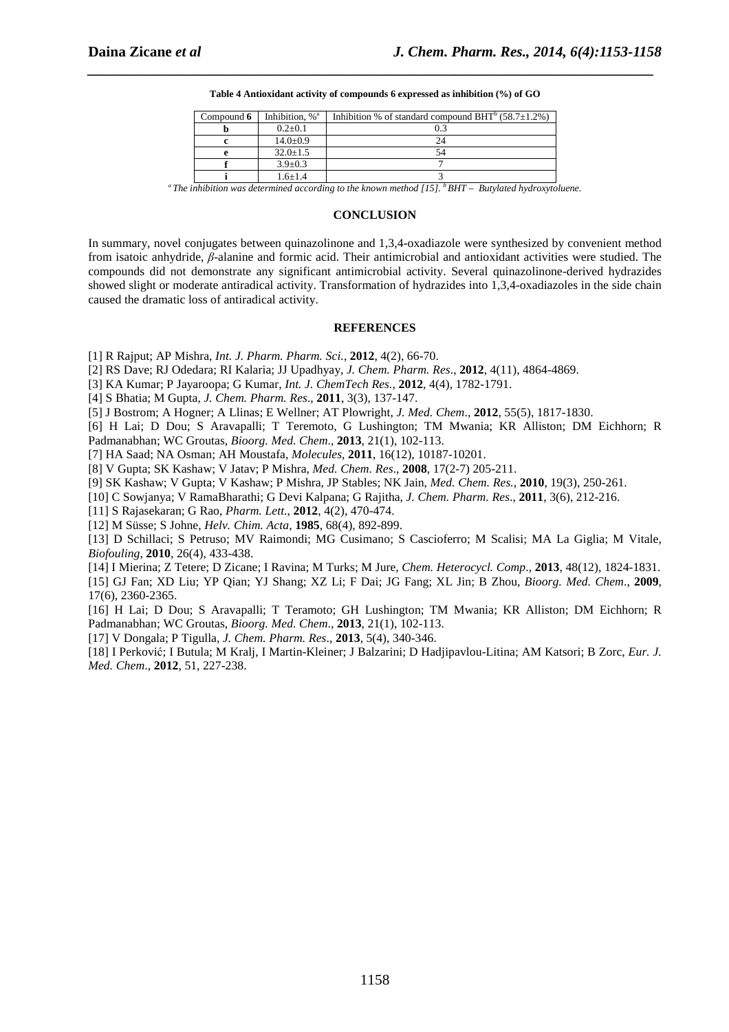**Table 4 Antioxidant activity of compounds 6 expressed as inhibition (%) of GO**

| Compound **6** | Inhibition, %[a] | Inhibition % of standard compound BHT[b] (58.7±1.2%) |
|---|---|---|
| **b** | 0.2±0.1 | 0.3 |
| **c** | 14.0±0.9 | 24 |
| **e** | 32.0±1.5 | 54 |
| **f** | 3.9±0.3 | 7 |
| **i** | 1.6±1.4 | 3 |

*[a] The inhibition was determined according to the known method [15]. [b] BHT – Butylated hydroxytoluene.*

## CONCLUSION

In summary, novel conjugates between quinazolinone and 1,3,4-oxadiazole were synthesized by convenient method from isatoic anhydride, *β*-alanine and formic acid. Their antimicrobial and antioxidant activities were studied. The compounds did not demonstrate any significant antimicrobial activity. Several quinazolinone-derived hydrazides showed slight or moderate antiradical activity. Transformation of hydrazides into 1,3,4-oxadiazoles in the side chain caused the dramatic loss of antiradical activity.

## REFERENCES

[1] R Rajput; AP Mishra, *Int. J. Pharm. Pharm. Sci.*, **2012**, 4(2), 66-70.

[2] RS Dave; RJ Odedara; RI Kalaria; JJ Upadhyay, *J. Chem. Pharm. Res*., **2012**, 4(11), 4864-4869.

[3] KA Kumar; P Jayaroopa; G Kumar, *Int. J. ChemTech Res.*, **2012**, 4(4), 1782-1791.

[4] S Bhatia; M Gupta, *J. Chem. Pharm. Res*., **2011**, 3(3), 137-147.

[5] J Bostrom; A Hogner; A Llinas; E Wellner; AT Plowright, *J. Med. Chem*., **2012**, 55(5), 1817-1830.

[6] H Lai; D Dou; S Aravapalli; T Teremoto, G Lushington; TM Mwania; KR Alliston; DM Eichhorn; R Padmanabhan; WC Groutas, *Bioorg. Med. Chem*., **2013**, 21(1), 102-113.

[7] HA Saad; NA Osman; AH Moustafa, *Molecules*, **2011**, 16(12), 10187-10201.

[8] V Gupta; SK Kashaw; V Jatav; P Mishra, *Med. Chem. Res*., **2008**, 17(2-7) 205-211.

[9] SK Kashaw; V Gupta; V Kashaw; P Mishra, JP Stables; NK Jain, *Med. Chem. Res.*, **2010**, 19(3), 250-261.

[10] C Sowjanya; V RamaBharathi; G Devi Kalpana; G Rajitha, *J. Chem. Pharm. Res.*, **2011**, 3(6), 212-216.

[11] S Rajasekaran; G Rao, *Pharm. Lett.*, **2012**, 4(2), 470-474.

[12] M Süsse; S Johne, *Helv. Chim. Acta*, **1985**, 68(4), 892-899.

[13] D Schillaci; S Petruso; MV Raimondi; MG Cusimano; S Cascioferro; M Scalisi; MA La Giglia; M Vitale, *Biofouling*, **2010**, 26(4), 433-438.

[14] I Mierina; Z Tetere; D Zicane; I Ravina; M Turks; M Jure, *Chem. Heterocycl. Comp*., **2013**, 48(12), 1824-1831.

[15] GJ Fan; XD Liu; YP Qian; YJ Shang; XZ Li; F Dai; JG Fang; XL Jin; B Zhou, *Bioorg. Med. Chem*., **2009**, 17(6), 2360-2365.

[16] H Lai; D Dou; S Aravapalli; T Teramoto; GH Lushington; TM Mwania; KR Alliston; DM Eichhorn; R Padmanabhan; WC Groutas, *Bioorg. Med. Chem*., **2013**, 21(1), 102-113.

[17] V Dongala; P Tigulla, *J. Chem. Pharm. Res*., **2013**, 5(4), 340-346.

[18] I Perković; I Butula; M Kralj, I Martin-Kleiner; J Balzarini; D Hadjipavlou-Litina; AM Katsori; B Zorc, *Eur. J. Med. Chem*., **2012**, 51, 227-238.